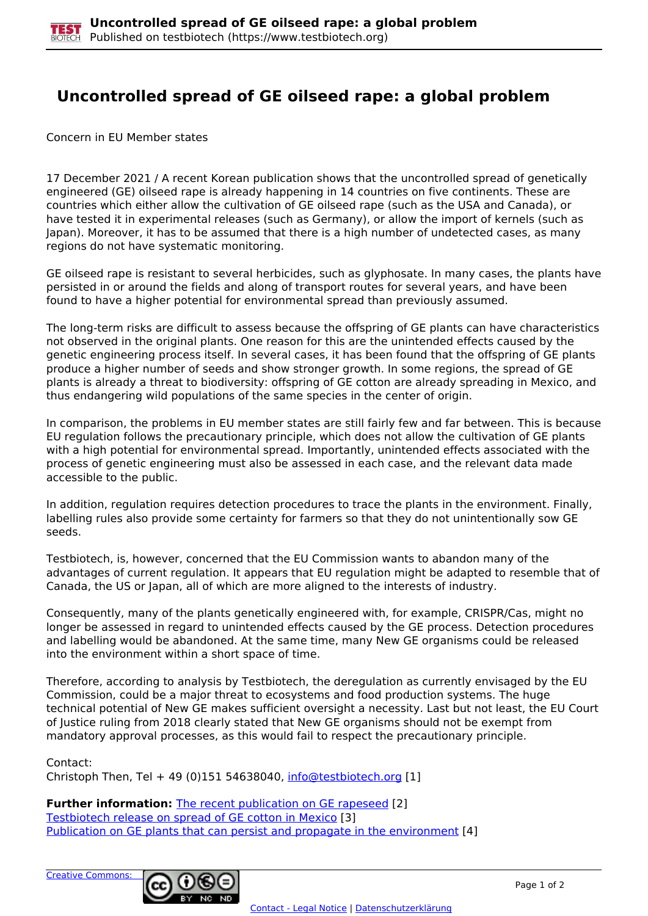# Uncontrolled spread of GE oilseed rape: a global problem

Concern in EU Member states

17 December 2021 / A recent Korean publication shows that the uncontrolled spread of genetically engineered (GE) oilseed rape is already happening in 14 countries on five continents. These are countries which either allow the cultivation of GE oilseed rape (such as the USA and Canada), or have tested it in experimental releases (such as Germany), or allow the import of kernels (such as Japan). Moreover, it has to be assumed that there is a high number of undetected cases, as many regions do not have systematic monitoring.

GE oilseed rape is resistant to several herbicides, such as glyphosate. In many cases, the plants have persisted in or around the fields and along of transport routes for several years, and have been found to have a higher potential for environmental spread than previously assumed.

The long-term risks are difficult to assess because the offspring of GE plants can have characteristics not observed in the original plants. One reason for this are the unintended effects caused by the genetic engineering process itself. In several cases, it has been found that the offspring of GE plants produce a higher number of seeds and show stronger growth. In some regions, the spread of GE plants is already a threat to biodiversity: offspring of GE cotton are already spreading in Mexico, and thus endangering wild populations of the same species in the center of origin.

In comparison, the problems in EU member states are still fairly few and far between. This is because EU regulation follows the precautionary principle, which does not allow the cultivation of GE plants with a high potential for environmental spread. Importantly, unintended effects associated with the process of genetic engineering must also be assessed in each case, and the relevant data made accessible to the public.

In addition, regulation requires detection procedures to trace the plants in the environment. Finally, labelling rules also provide some certainty for farmers so that they do not unintentionally sow GE seeds.

Testbiotech, is, however, concerned that the EU Commission wants to abandon many of the advantages of current regulation. It appears that EU regulation might be adapted to resemble that of Canada, the US or Japan, all of which are more aligned to the interests of industry.

Consequently, many of the plants genetically engineered with, for example, CRISPR/Cas, might no longer be assessed in regard to unintended effects caused by the GE process. Detection procedures and labelling would be abandoned. At the same time, many New GE organisms could be released into the environment within a short space of time.

Therefore, according to analysis by Testbiotech, the deregulation as currently envisaged by the EU Commission, could be a major threat to ecosystems and food production systems. The huge technical potential of New GE makes sufficient oversight a necessity. Last but not least, the EU Court of Justice ruling from 2018 clearly stated that New GE organisms should not be exempt from mandatory approval processes, as this would fail to respect the precautionary principle.

Contact:
Christoph Then, Tel + 49 (0)151 54638040, info@testbiotech.org [1]

**Further information:** The recent publication on GE rapeseed [2]
Testbiotech release on spread of GE cotton in Mexico [3]
Publication on GE plants that can persist and propagate in the environment [4]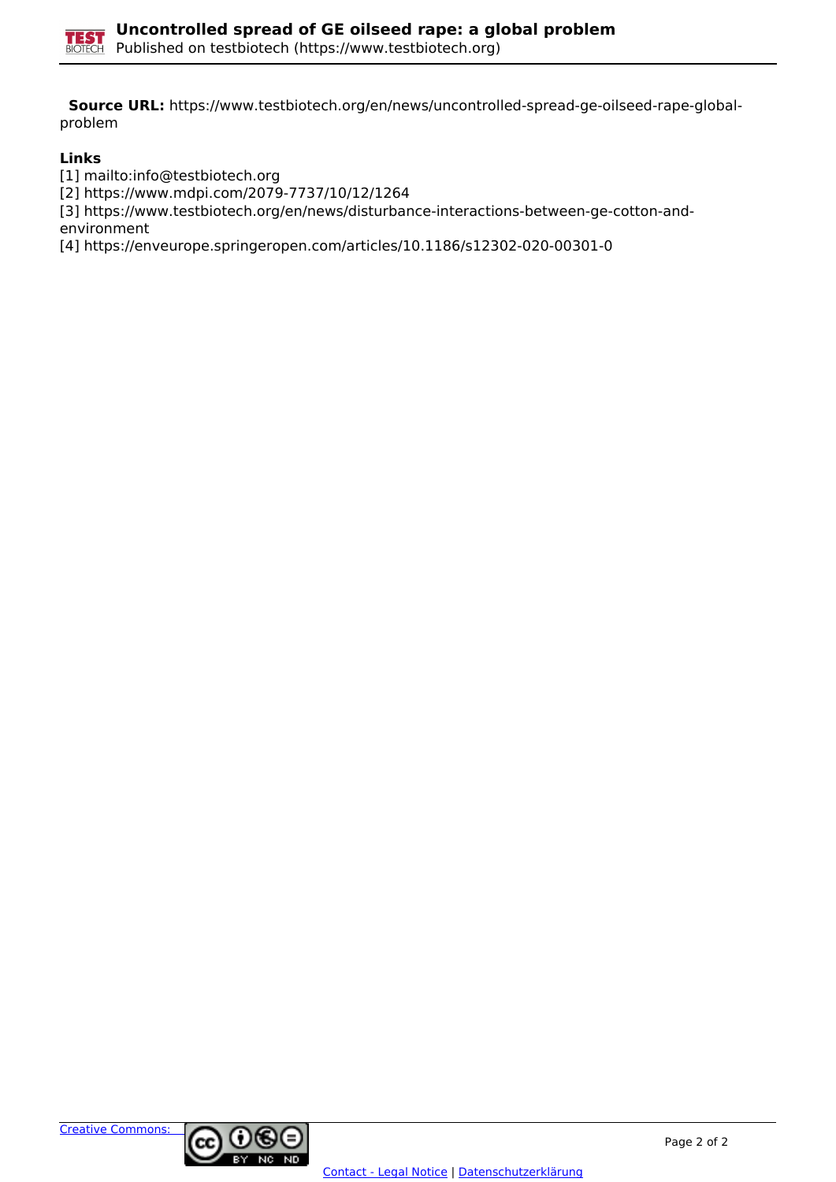**Source URL:** https://www.testbiotech.org/en/news/uncontrolled-spread-ge-oilseed-rape-global-problem

**Links**

[1] mailto:info@testbiotech.org
[2] https://www.mdpi.com/2079-7737/10/12/1264
[3] https://www.testbiotech.org/en/news/disturbance-interactions-between-ge-cotton-and-environment
[4] https://enveurope.springeropen.com/articles/10.1186/s12302-020-00301-0